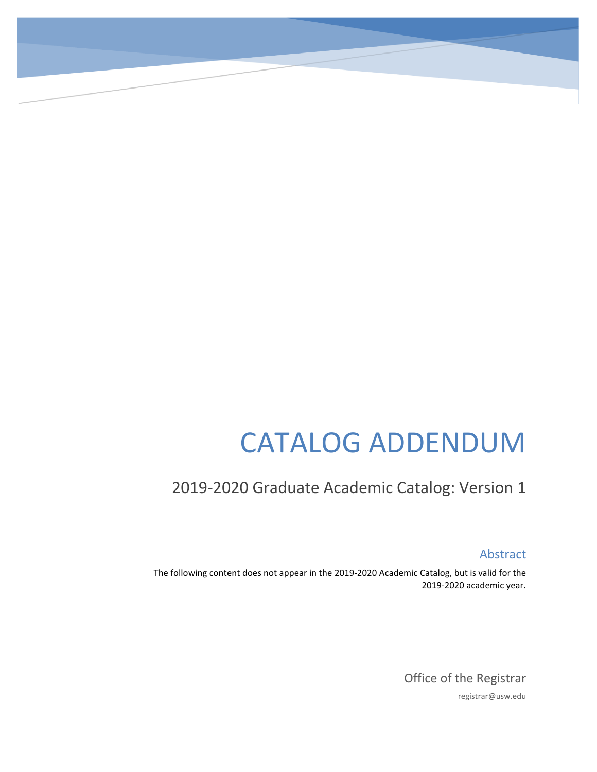# CATALOG ADDENDUM

## 2019-2020 Graduate Academic Catalog: Version 1

### Abstract

The following content does not appear in the 2019-2020 Academic Catalog, but is valid for the 2019-2020 academic year.

Office of the Registrar

registrar@usw.edu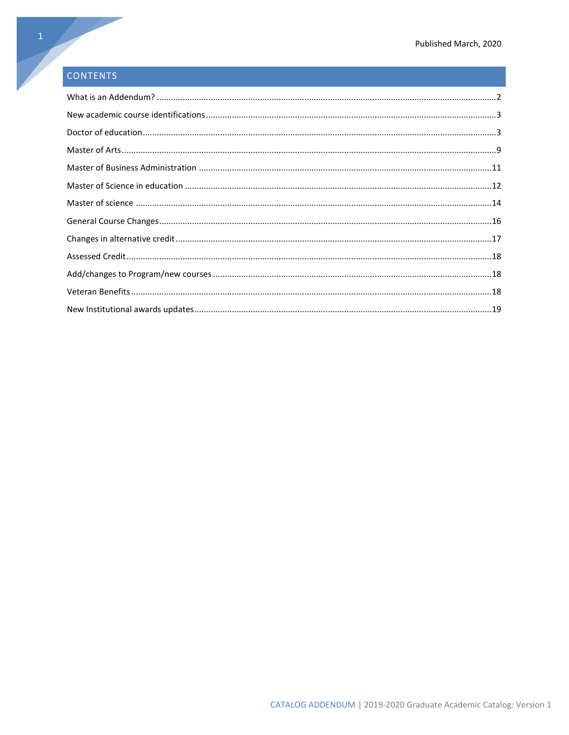Published March, 2020

## CONTENTS

What is an Addendum? ....................................................................................................................................2

New academic course identifications ...............................................................................................................3

Doctor of education ..........................................................................................................................................3

Master of Arts ...................................................................................................................................................9

Master of Business Administration .................................................................................................................11

Master of Science in education .......................................................................................................................12

Master of science ............................................................................................................................................14

General Course Changes .................................................................................................................................16

Changes in alternative credit ...........................................................................................................................17

Assessed Credit ...............................................................................................................................................18

Add/changes to Program/new courses ............................................................................................................18

Veteran Benefits ..............................................................................................................................................18

New Institutional awards updates ...................................................................................................................19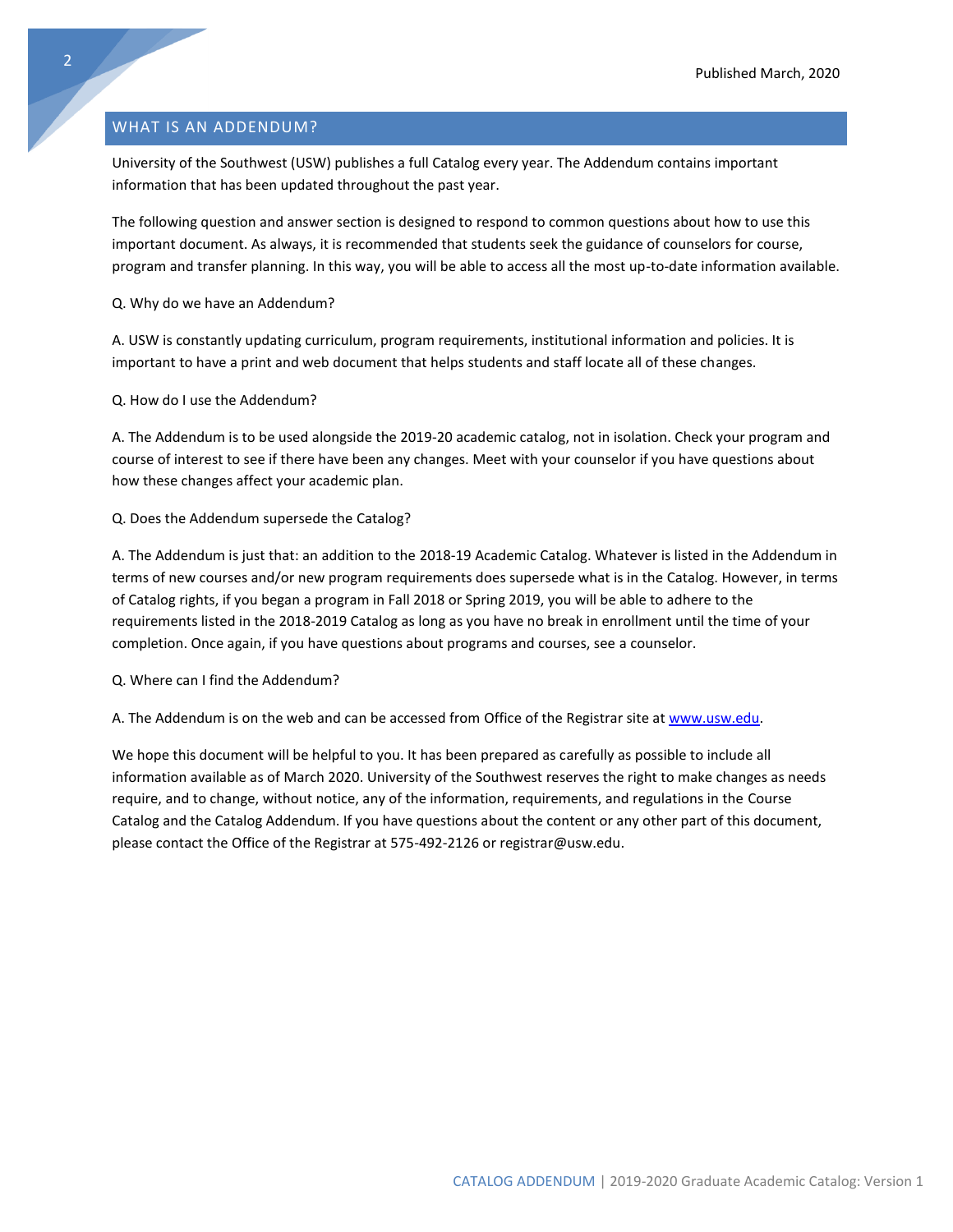Published March, 2020

## WHAT IS AN ADDENDUM?

University of the Southwest (USW) publishes a full Catalog every year. The Addendum contains important information that has been updated throughout the past year.

The following question and answer section is designed to respond to common questions about how to use this important document. As always, it is recommended that students seek the guidance of counselors for course, program and transfer planning. In this way, you will be able to access all the most up-to-date information available.

Q. Why do we have an Addendum?

A. USW is constantly updating curriculum, program requirements, institutional information and policies. It is important to have a print and web document that helps students and staff locate all of these changes.

Q. How do I use the Addendum?

A. The Addendum is to be used alongside the 2019-20 academic catalog, not in isolation. Check your program and course of interest to see if there have been any changes. Meet with your counselor if you have questions about how these changes affect your academic plan.

Q. Does the Addendum supersede the Catalog?

A. The Addendum is just that: an addition to the 2018-19 Academic Catalog. Whatever is listed in the Addendum in terms of new courses and/or new program requirements does supersede what is in the Catalog. However, in terms of Catalog rights, if you began a program in Fall 2018 or Spring 2019, you will be able to adhere to the requirements listed in the 2018-2019 Catalog as long as you have no break in enrollment until the time of your completion. Once again, if you have questions about programs and courses, see a counselor.

Q. Where can I find the Addendum?

A. The Addendum is on the web and can be accessed from Office of the Registrar site at [www.usw.edu](http://www.usw.edu).

We hope this document will be helpful to you. It has been prepared as carefully as possible to include all information available as of March 2020. University of the Southwest reserves the right to make changes as needs require, and to change, without notice, any of the information, requirements, and regulations in the Course Catalog and the Catalog Addendum. If you have questions about the content or any other part of this document, please contact the Office of the Registrar at 575-492-2126 or registrar@usw.edu.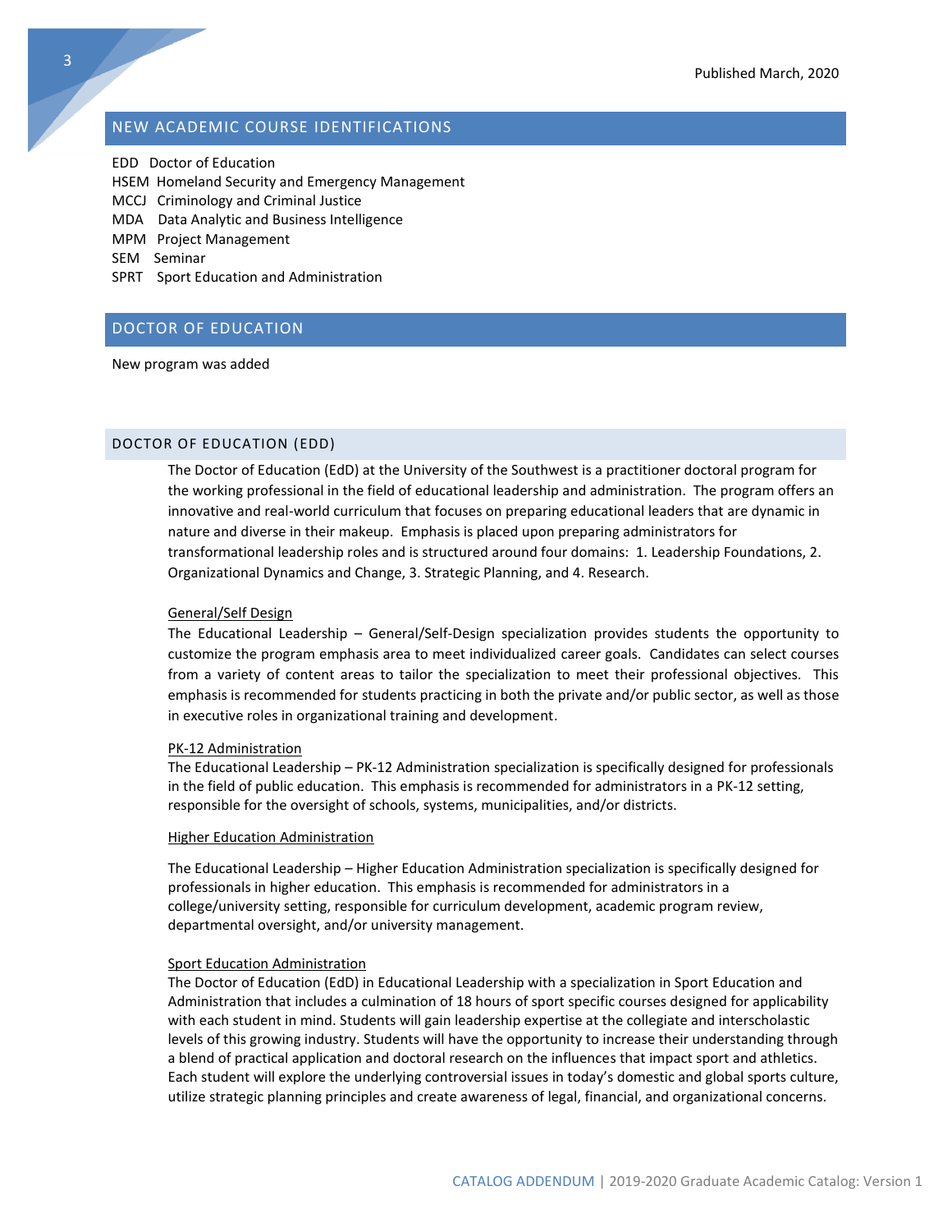## NEW ACADEMIC COURSE IDENTIFICATIONS

EDD Doctor of Education
HSEM Homeland Security and Emergency Management
MCCJ Criminology and Criminal Justice
MDA Data Analytic and Business Intelligence
MPM Project Management
SEM Seminar
SPRT Sport Education and Administration

## DOCTOR OF EDUCATION

New program was added

### DOCTOR OF EDUCATION (EDD)

The Doctor of Education (EdD) at the University of the Southwest is a practitioner doctoral program for the working professional in the field of educational leadership and administration. The program offers an innovative and real-world curriculum that focuses on preparing educational leaders that are dynamic in nature and diverse in their makeup. Emphasis is placed upon preparing administrators for transformational leadership roles and is structured around four domains: 1. Leadership Foundations, 2. Organizational Dynamics and Change, 3. Strategic Planning, and 4. Research.

<u>General/Self Design</u>
The Educational Leadership – General/Self-Design specialization provides students the opportunity to customize the program emphasis area to meet individualized career goals. Candidates can select courses from a variety of content areas to tailor the specialization to meet their professional objectives. This emphasis is recommended for students practicing in both the private and/or public sector, as well as those in executive roles in organizational training and development.

<u>PK-12 Administration</u>
The Educational Leadership – PK-12 Administration specialization is specifically designed for professionals in the field of public education. This emphasis is recommended for administrators in a PK-12 setting, responsible for the oversight of schools, systems, municipalities, and/or districts.

<u>Higher Education Administration</u>

The Educational Leadership – Higher Education Administration specialization is specifically designed for professionals in higher education. This emphasis is recommended for administrators in a college/university setting, responsible for curriculum development, academic program review, departmental oversight, and/or university management.

<u>Sport Education Administration</u>
The Doctor of Education (EdD) in Educational Leadership with a specialization in Sport Education and Administration that includes a culmination of 18 hours of sport specific courses designed for applicability with each student in mind. Students will gain leadership expertise at the collegiate and interscholastic levels of this growing industry. Students will have the opportunity to increase their understanding through a blend of practical application and doctoral research on the influences that impact sport and athletics. Each student will explore the underlying controversial issues in today's domestic and global sports culture, utilize strategic planning principles and create awareness of legal, financial, and organizational concerns.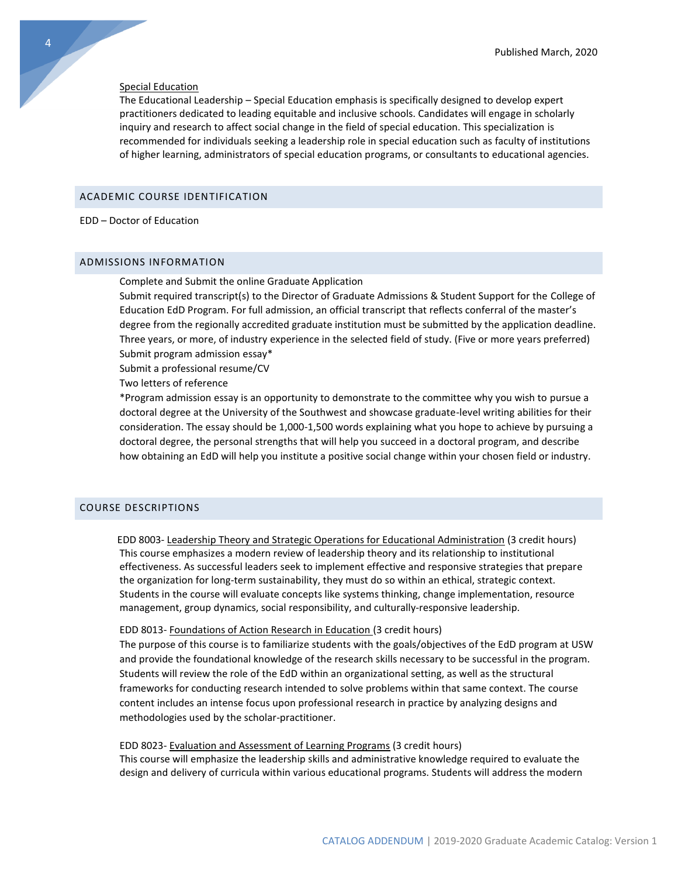Special Education

The Educational Leadership – Special Education emphasis is specifically designed to develop expert practitioners dedicated to leading equitable and inclusive schools. Candidates will engage in scholarly inquiry and research to affect social change in the field of special education. This specialization is recommended for individuals seeking a leadership role in special education such as faculty of institutions of higher learning, administrators of special education programs, or consultants to educational agencies.

## ACADEMIC COURSE IDENTIFICATION

EDD – Doctor of Education

## ADMISSIONS INFORMATION

Complete and Submit the online Graduate Application

Submit required transcript(s) to the Director of Graduate Admissions & Student Support for the College of Education EdD Program. For full admission, an official transcript that reflects conferral of the master's degree from the regionally accredited graduate institution must be submitted by the application deadline.

Three years, or more, of industry experience in the selected field of study. (Five or more years preferred)

Submit program admission essay*

Submit a professional resume/CV

Two letters of reference

*Program admission essay is an opportunity to demonstrate to the committee why you wish to pursue a doctoral degree at the University of the Southwest and showcase graduate-level writing abilities for their consideration. The essay should be 1,000-1,500 words explaining what you hope to achieve by pursuing a doctoral degree, the personal strengths that will help you succeed in a doctoral program, and describe how obtaining an EdD will help you institute a positive social change within your chosen field or industry.

## COURSE DESCRIPTIONS

EDD 8003- Leadership Theory and Strategic Operations for Educational Administration (3 credit hours)

This course emphasizes a modern review of leadership theory and its relationship to institutional effectiveness. As successful leaders seek to implement effective and responsive strategies that prepare the organization for long-term sustainability, they must do so within an ethical, strategic context. Students in the course will evaluate concepts like systems thinking, change implementation, resource management, group dynamics, social responsibility, and culturally-responsive leadership.

EDD 8013- Foundations of Action Research in Education (3 credit hours)

The purpose of this course is to familiarize students with the goals/objectives of the EdD program at USW and provide the foundational knowledge of the research skills necessary to be successful in the program. Students will review the role of the EdD within an organizational setting, as well as the structural frameworks for conducting research intended to solve problems within that same context. The course content includes an intense focus upon professional research in practice by analyzing designs and methodologies used by the scholar-practitioner.

EDD 8023- Evaluation and Assessment of Learning Programs (3 credit hours)

This course will emphasize the leadership skills and administrative knowledge required to evaluate the design and delivery of curricula within various educational programs. Students will address the modern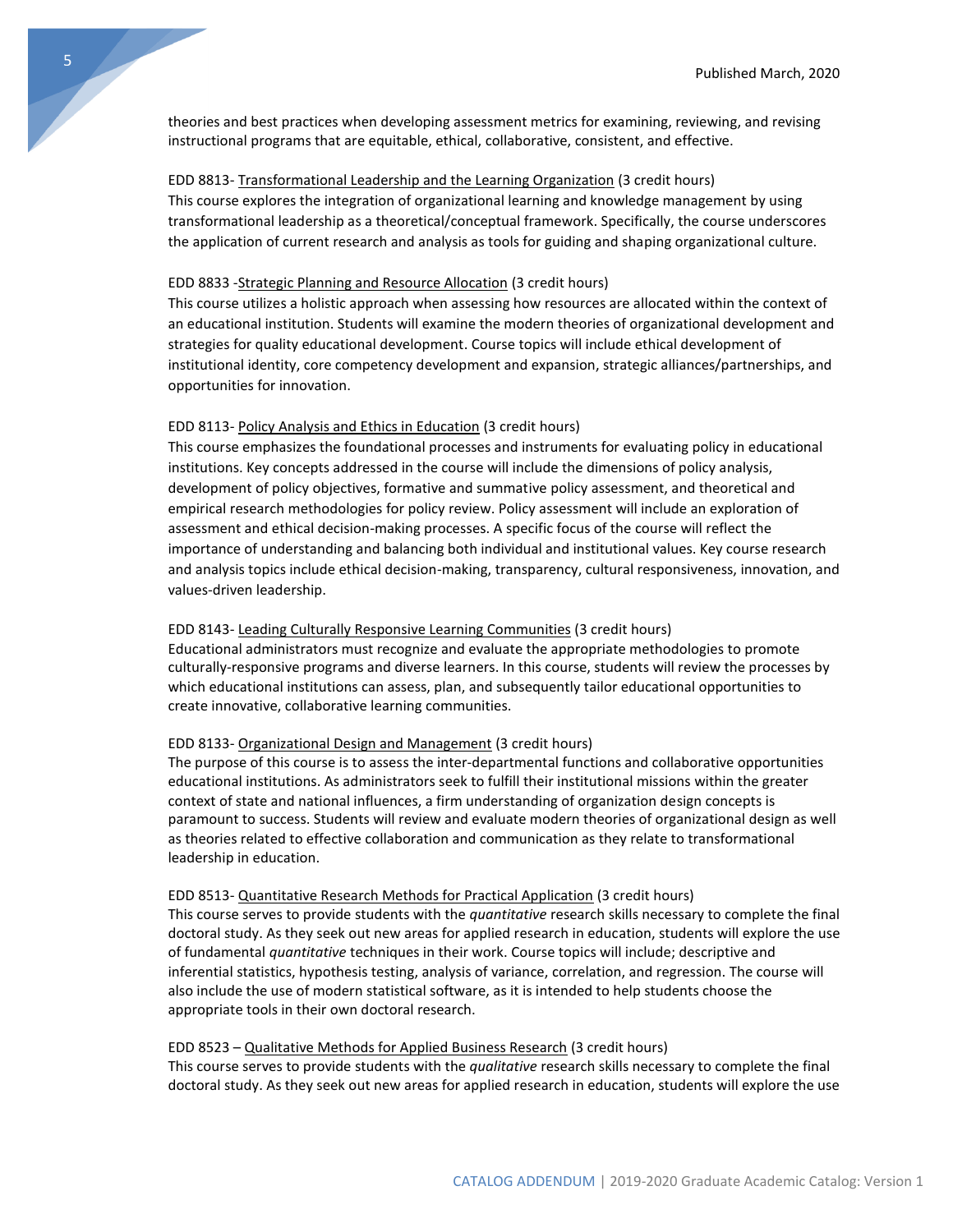theories and best practices when developing assessment metrics for examining, reviewing, and revising instructional programs that are equitable, ethical, collaborative, consistent, and effective.

EDD 8813- Transformational Leadership and the Learning Organization (3 credit hours)
This course explores the integration of organizational learning and knowledge management by using transformational leadership as a theoretical/conceptual framework. Specifically, the course underscores the application of current research and analysis as tools for guiding and shaping organizational culture.

EDD 8833 -Strategic Planning and Resource Allocation (3 credit hours)
This course utilizes a holistic approach when assessing how resources are allocated within the context of an educational institution. Students will examine the modern theories of organizational development and strategies for quality educational development. Course topics will include ethical development of institutional identity, core competency development and expansion, strategic alliances/partnerships, and opportunities for innovation.

EDD 8113- Policy Analysis and Ethics in Education (3 credit hours)
This course emphasizes the foundational processes and instruments for evaluating policy in educational institutions. Key concepts addressed in the course will include the dimensions of policy analysis, development of policy objectives, formative and summative policy assessment, and theoretical and empirical research methodologies for policy review. Policy assessment will include an exploration of assessment and ethical decision-making processes. A specific focus of the course will reflect the importance of understanding and balancing both individual and institutional values. Key course research and analysis topics include ethical decision-making, transparency, cultural responsiveness, innovation, and values-driven leadership.

EDD 8143- Leading Culturally Responsive Learning Communities (3 credit hours)
Educational administrators must recognize and evaluate the appropriate methodologies to promote culturally-responsive programs and diverse learners. In this course, students will review the processes by which educational institutions can assess, plan, and subsequently tailor educational opportunities to create innovative, collaborative learning communities.

EDD 8133- Organizational Design and Management (3 credit hours)
The purpose of this course is to assess the inter-departmental functions and collaborative opportunities educational institutions. As administrators seek to fulfill their institutional missions within the greater context of state and national influences, a firm understanding of organization design concepts is paramount to success. Students will review and evaluate modern theories of organizational design as well as theories related to effective collaboration and communication as they relate to transformational leadership in education.

EDD 8513- Quantitative Research Methods for Practical Application (3 credit hours)
This course serves to provide students with the *quantitative* research skills necessary to complete the final doctoral study. As they seek out new areas for applied research in education, students will explore the use of fundamental *quantitative* techniques in their work. Course topics will include; descriptive and inferential statistics, hypothesis testing, analysis of variance, correlation, and regression. The course will also include the use of modern statistical software, as it is intended to help students choose the appropriate tools in their own doctoral research.

EDD 8523 – Qualitative Methods for Applied Business Research (3 credit hours)
This course serves to provide students with the *qualitative* research skills necessary to complete the final doctoral study. As they seek out new areas for applied research in education, students will explore the use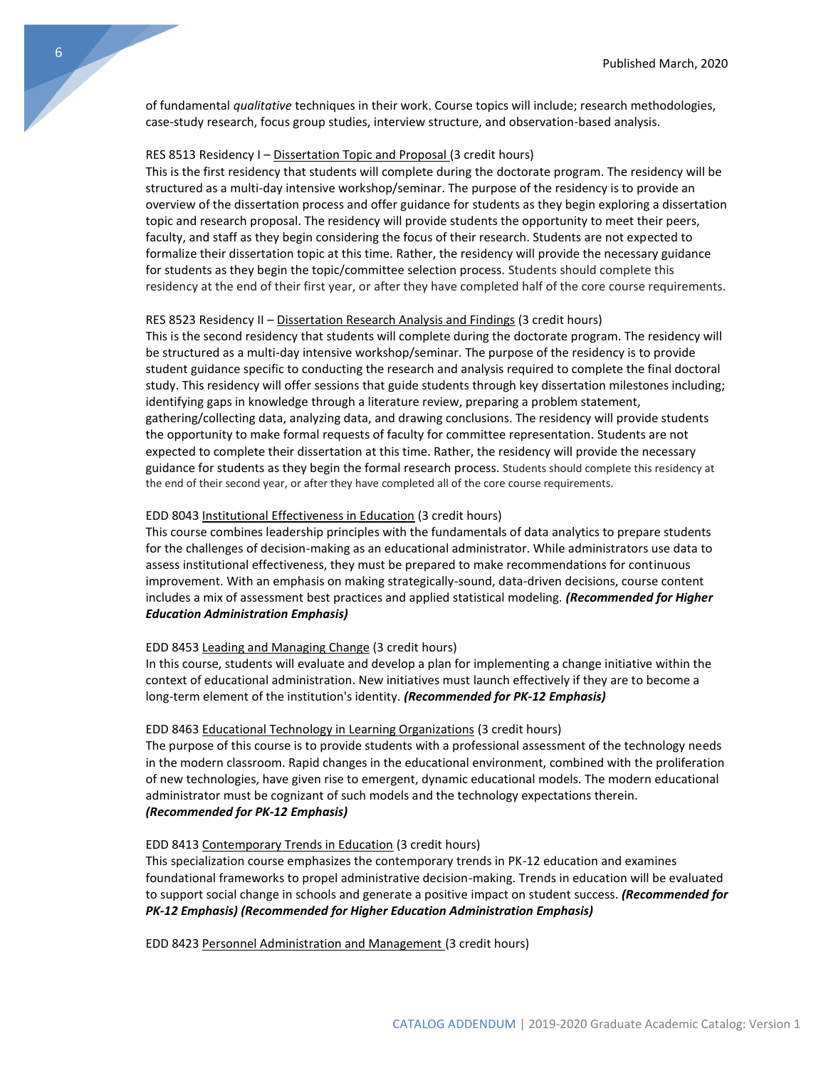of fundamental *qualitative* techniques in their work. Course topics will include; research methodologies, case-study research, focus group studies, interview structure, and observation-based analysis.

RES 8513 Residency I – Dissertation Topic and Proposal (3 credit hours)
This is the first residency that students will complete during the doctorate program. The residency will be structured as a multi-day intensive workshop/seminar. The purpose of the residency is to provide an overview of the dissertation process and offer guidance for students as they begin exploring a dissertation topic and research proposal. The residency will provide students the opportunity to meet their peers, faculty, and staff as they begin considering the focus of their research. Students are not expected to formalize their dissertation topic at this time. Rather, the residency will provide the necessary guidance for students as they begin the topic/committee selection process. Students should complete this residency at the end of their first year, or after they have completed half of the core course requirements.

RES 8523 Residency II – Dissertation Research Analysis and Findings (3 credit hours)
This is the second residency that students will complete during the doctorate program. The residency will be structured as a multi-day intensive workshop/seminar. The purpose of the residency is to provide student guidance specific to conducting the research and analysis required to complete the final doctoral study. This residency will offer sessions that guide students through key dissertation milestones including; identifying gaps in knowledge through a literature review, preparing a problem statement, gathering/collecting data, analyzing data, and drawing conclusions. The residency will provide students the opportunity to make formal requests of faculty for committee representation. Students are not expected to complete their dissertation at this time. Rather, the residency will provide the necessary guidance for students as they begin the formal research process. Students should complete this residency at the end of their second year, or after they have completed all of the core course requirements.

EDD 8043 Institutional Effectiveness in Education (3 credit hours)
This course combines leadership principles with the fundamentals of data analytics to prepare students for the challenges of decision-making as an educational administrator. While administrators use data to assess institutional effectiveness, they must be prepared to make recommendations for continuous improvement. With an emphasis on making strategically-sound, data-driven decisions, course content includes a mix of assessment best practices and applied statistical modeling. ***(Recommended for Higher Education Administration Emphasis)***

EDD 8453 Leading and Managing Change (3 credit hours)
In this course, students will evaluate and develop a plan for implementing a change initiative within the context of educational administration. New initiatives must launch effectively if they are to become a long-term element of the institution's identity. ***(Recommended for PK-12 Emphasis)***

EDD 8463 Educational Technology in Learning Organizations (3 credit hours)
The purpose of this course is to provide students with a professional assessment of the technology needs in the modern classroom. Rapid changes in the educational environment, combined with the proliferation of new technologies, have given rise to emergent, dynamic educational models. The modern educational administrator must be cognizant of such models and the technology expectations therein. ***(Recommended for PK-12 Emphasis)***

EDD 8413 Contemporary Trends in Education (3 credit hours)
This specialization course emphasizes the contemporary trends in PK-12 education and examines foundational frameworks to propel administrative decision-making. Trends in education will be evaluated to support social change in schools and generate a positive impact on student success. ***(Recommended for PK-12 Emphasis) (Recommended for Higher Education Administration Emphasis)***

EDD 8423 Personnel Administration and Management (3 credit hours)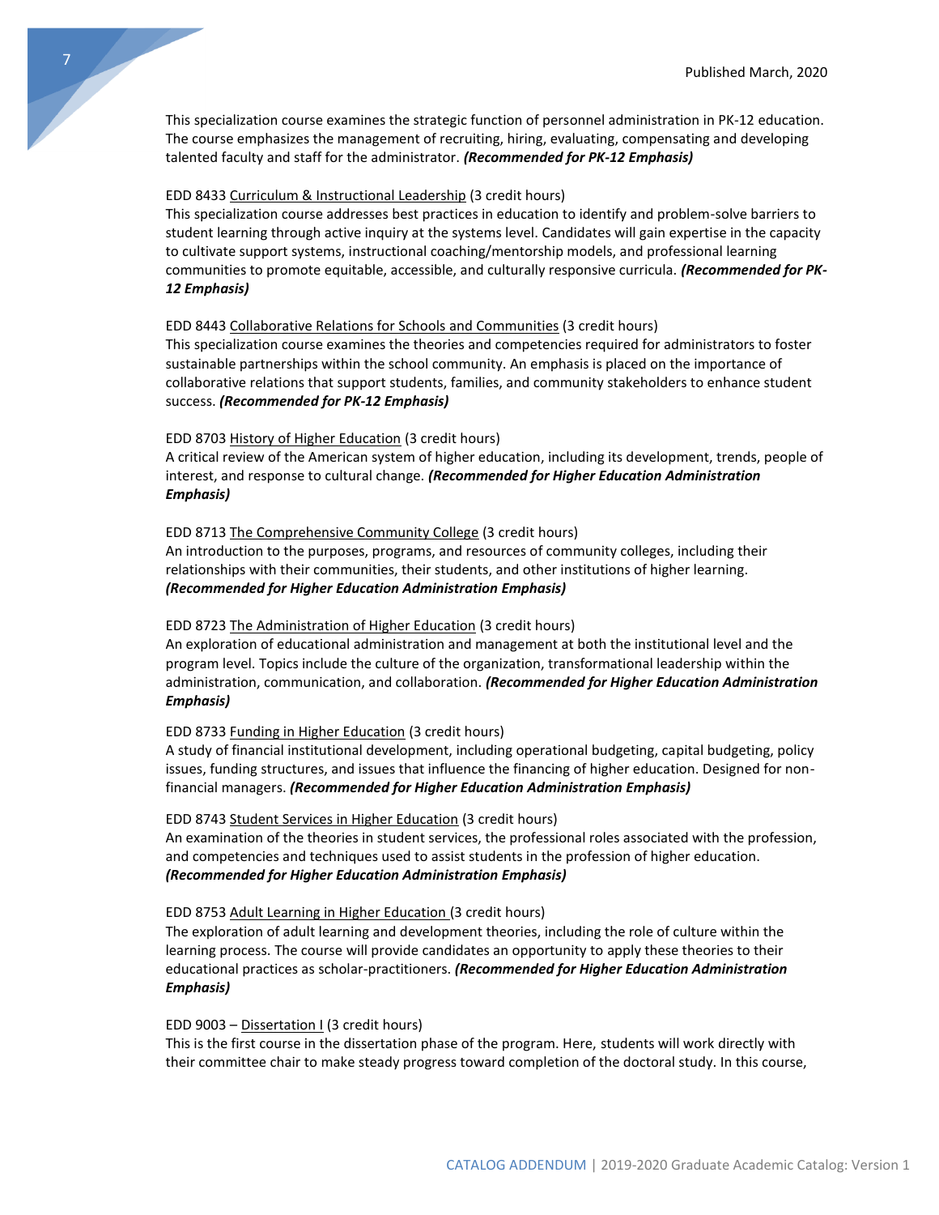This specialization course examines the strategic function of personnel administration in PK-12 education. The course emphasizes the management of recruiting, hiring, evaluating, compensating and developing talented faculty and staff for the administrator. ***(Recommended for PK-12 Emphasis)***

EDD 8433 Curriculum & Instructional Leadership (3 credit hours)
This specialization course addresses best practices in education to identify and problem-solve barriers to student learning through active inquiry at the systems level. Candidates will gain expertise in the capacity to cultivate support systems, instructional coaching/mentorship models, and professional learning communities to promote equitable, accessible, and culturally responsive curricula. ***(Recommended for PK-12 Emphasis)***

EDD 8443 Collaborative Relations for Schools and Communities (3 credit hours)
This specialization course examines the theories and competencies required for administrators to foster sustainable partnerships within the school community. An emphasis is placed on the importance of collaborative relations that support students, families, and community stakeholders to enhance student success. ***(Recommended for PK-12 Emphasis)***

EDD 8703 History of Higher Education (3 credit hours)
A critical review of the American system of higher education, including its development, trends, people of interest, and response to cultural change. ***(Recommended for Higher Education Administration Emphasis)***

EDD 8713 The Comprehensive Community College (3 credit hours)
An introduction to the purposes, programs, and resources of community colleges, including their relationships with their communities, their students, and other institutions of higher learning. ***(Recommended for Higher Education Administration Emphasis)***

EDD 8723 The Administration of Higher Education (3 credit hours)
An exploration of educational administration and management at both the institutional level and the program level. Topics include the culture of the organization, transformational leadership within the administration, communication, and collaboration. ***(Recommended for Higher Education Administration Emphasis)***

EDD 8733 Funding in Higher Education (3 credit hours)
A study of financial institutional development, including operational budgeting, capital budgeting, policy issues, funding structures, and issues that influence the financing of higher education. Designed for non-financial managers. ***(Recommended for Higher Education Administration Emphasis)***

EDD 8743 Student Services in Higher Education (3 credit hours)
An examination of the theories in student services, the professional roles associated with the profession, and competencies and techniques used to assist students in the profession of higher education. ***(Recommended for Higher Education Administration Emphasis)***

EDD 8753 Adult Learning in Higher Education (3 credit hours)
The exploration of adult learning and development theories, including the role of culture within the learning process. The course will provide candidates an opportunity to apply these theories to their educational practices as scholar-practitioners. ***(Recommended for Higher Education Administration Emphasis)***

EDD 9003 – Dissertation I (3 credit hours)
This is the first course in the dissertation phase of the program. Here, students will work directly with their committee chair to make steady progress toward completion of the doctoral study. In this course,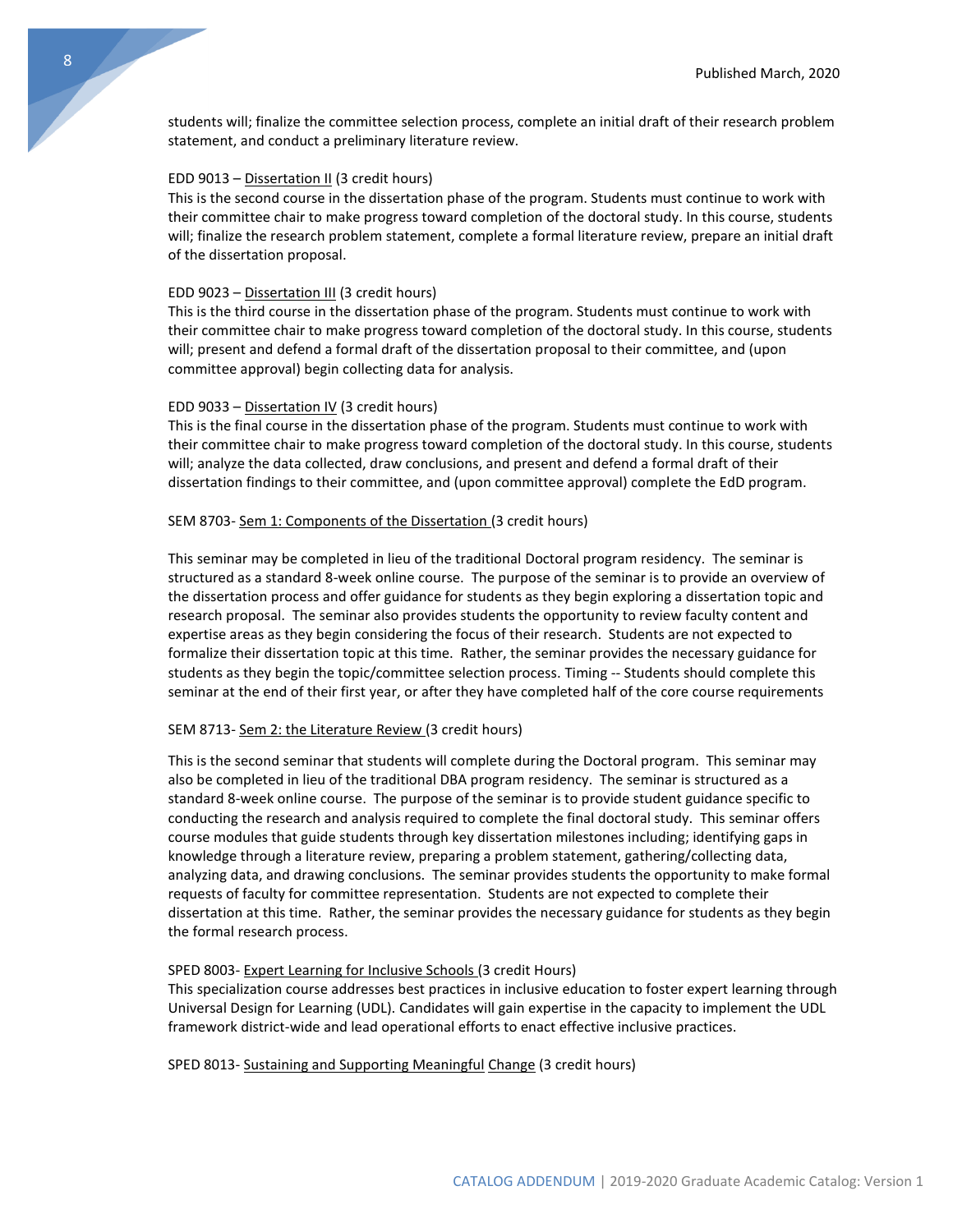students will; finalize the committee selection process, complete an initial draft of their research problem statement, and conduct a preliminary literature review.

EDD 9013 – Dissertation II (3 credit hours)
This is the second course in the dissertation phase of the program. Students must continue to work with their committee chair to make progress toward completion of the doctoral study. In this course, students will; finalize the research problem statement, complete a formal literature review, prepare an initial draft of the dissertation proposal.

EDD 9023 – Dissertation III (3 credit hours)
This is the third course in the dissertation phase of the program. Students must continue to work with their committee chair to make progress toward completion of the doctoral study. In this course, students will; present and defend a formal draft of the dissertation proposal to their committee, and (upon committee approval) begin collecting data for analysis.

EDD 9033 – Dissertation IV (3 credit hours)
This is the final course in the dissertation phase of the program. Students must continue to work with their committee chair to make progress toward completion of the doctoral study. In this course, students will; analyze the data collected, draw conclusions, and present and defend a formal draft of their dissertation findings to their committee, and (upon committee approval) complete the EdD program.

SEM 8703- Sem 1: Components of the Dissertation (3 credit hours)

This seminar may be completed in lieu of the traditional Doctoral program residency. The seminar is structured as a standard 8-week online course. The purpose of the seminar is to provide an overview of the dissertation process and offer guidance for students as they begin exploring a dissertation topic and research proposal. The seminar also provides students the opportunity to review faculty content and expertise areas as they begin considering the focus of their research. Students are not expected to formalize their dissertation topic at this time. Rather, the seminar provides the necessary guidance for students as they begin the topic/committee selection process. Timing -- Students should complete this seminar at the end of their first year, or after they have completed half of the core course requirements

SEM 8713- Sem 2: the Literature Review (3 credit hours)

This is the second seminar that students will complete during the Doctoral program. This seminar may also be completed in lieu of the traditional DBA program residency. The seminar is structured as a standard 8-week online course. The purpose of the seminar is to provide student guidance specific to conducting the research and analysis required to complete the final doctoral study. This seminar offers course modules that guide students through key dissertation milestones including; identifying gaps in knowledge through a literature review, preparing a problem statement, gathering/collecting data, analyzing data, and drawing conclusions. The seminar provides students the opportunity to make formal requests of faculty for committee representation. Students are not expected to complete their dissertation at this time. Rather, the seminar provides the necessary guidance for students as they begin the formal research process.

SPED 8003- Expert Learning for Inclusive Schools (3 credit Hours)
This specialization course addresses best practices in inclusive education to foster expert learning through Universal Design for Learning (UDL). Candidates will gain expertise in the capacity to implement the UDL framework district-wide and lead operational efforts to enact effective inclusive practices.

SPED 8013- Sustaining and Supporting Meaningful Change (3 credit hours)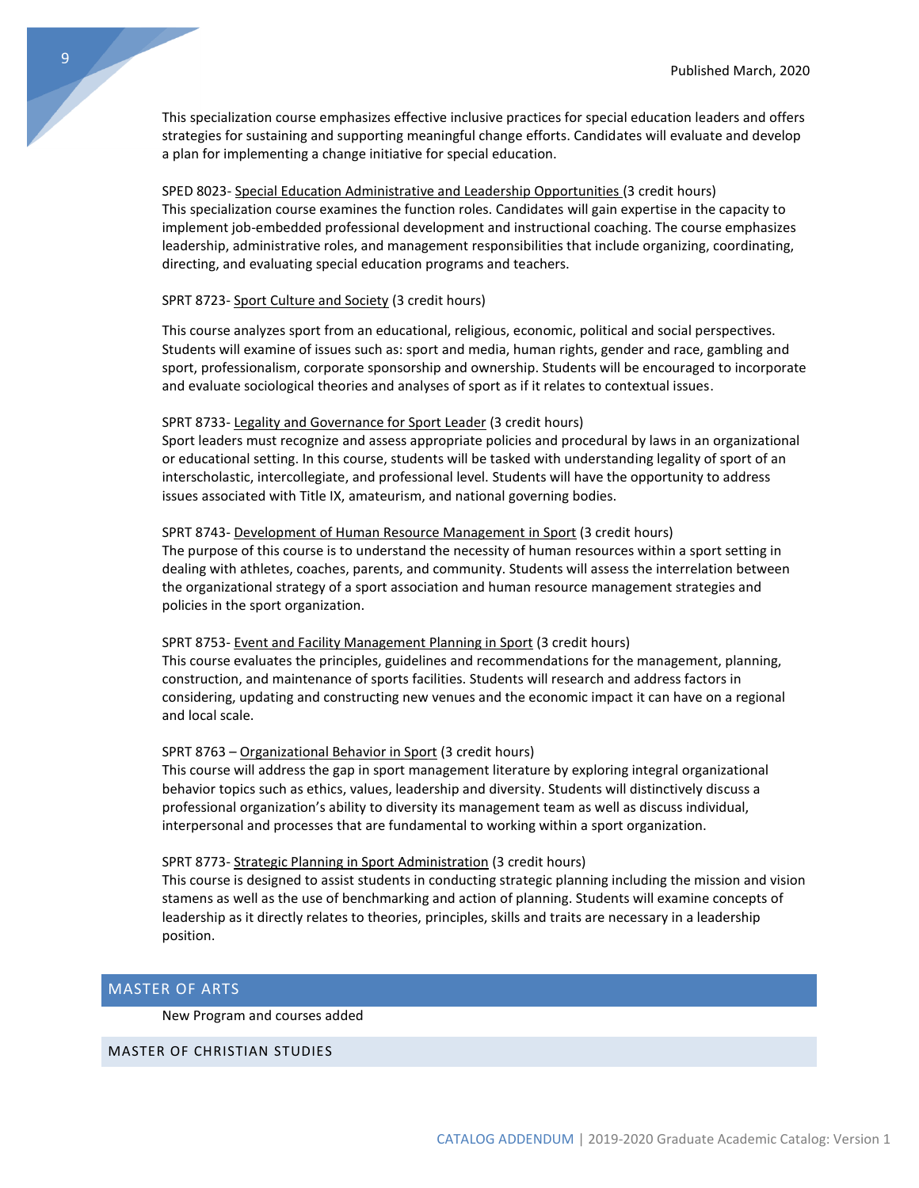This specialization course emphasizes effective inclusive practices for special education leaders and offers strategies for sustaining and supporting meaningful change efforts. Candidates will evaluate and develop a plan for implementing a change initiative for special education.

SPED 8023- Special Education Administrative and Leadership Opportunities (3 credit hours)
This specialization course examines the function roles. Candidates will gain expertise in the capacity to implement job-embedded professional development and instructional coaching. The course emphasizes leadership, administrative roles, and management responsibilities that include organizing, coordinating, directing, and evaluating special education programs and teachers.

SPRT 8723- Sport Culture and Society (3 credit hours)

This course analyzes sport from an educational, religious, economic, political and social perspectives. Students will examine of issues such as: sport and media, human rights, gender and race, gambling and sport, professionalism, corporate sponsorship and ownership. Students will be encouraged to incorporate and evaluate sociological theories and analyses of sport as if it relates to contextual issues.

SPRT 8733- Legality and Governance for Sport Leader (3 credit hours)
Sport leaders must recognize and assess appropriate policies and procedural by laws in an organizational or educational setting. In this course, students will be tasked with understanding legality of sport of an interscholastic, intercollegiate, and professional level. Students will have the opportunity to address issues associated with Title IX, amateurism, and national governing bodies.

SPRT 8743- Development of Human Resource Management in Sport (3 credit hours)
The purpose of this course is to understand the necessity of human resources within a sport setting in dealing with athletes, coaches, parents, and community. Students will assess the interrelation between the organizational strategy of a sport association and human resource management strategies and policies in the sport organization.

SPRT 8753- Event and Facility Management Planning in Sport (3 credit hours)
This course evaluates the principles, guidelines and recommendations for the management, planning, construction, and maintenance of sports facilities. Students will research and address factors in considering, updating and constructing new venues and the economic impact it can have on a regional and local scale.

SPRT 8763 – Organizational Behavior in Sport (3 credit hours)
This course will address the gap in sport management literature by exploring integral organizational behavior topics such as ethics, values, leadership and diversity. Students will distinctively discuss a professional organization's ability to diversity its management team as well as discuss individual, interpersonal and processes that are fundamental to working within a sport organization.

SPRT 8773- Strategic Planning in Sport Administration (3 credit hours)
This course is designed to assist students in conducting strategic planning including the mission and vision stamens as well as the use of benchmarking and action of planning. Students will examine concepts of leadership as it directly relates to theories, principles, skills and traits are necessary in a leadership position.

## MASTER OF ARTS

New Program and courses added

### MASTER OF CHRISTIAN STUDIES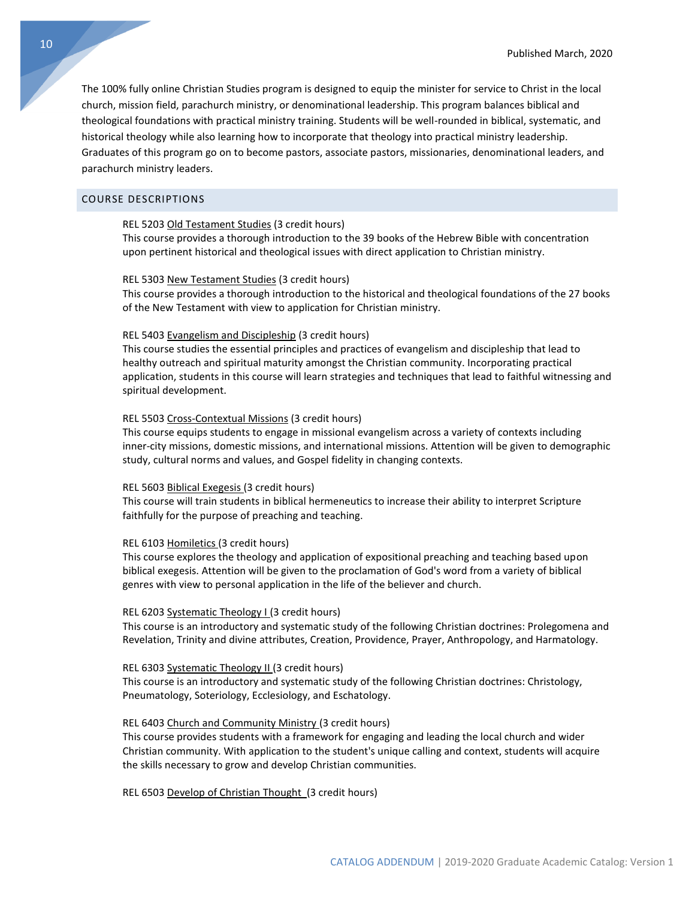The 100% fully online Christian Studies program is designed to equip the minister for service to Christ in the local church, mission field, parachurch ministry, or denominational leadership. This program balances biblical and theological foundations with practical ministry training. Students will be well-rounded in biblical, systematic, and historical theology while also learning how to incorporate that theology into practical ministry leadership. Graduates of this program go on to become pastors, associate pastors, missionaries, denominational leaders, and parachurch ministry leaders.

## COURSE DESCRIPTIONS

REL 5203 Old Testament Studies (3 credit hours)
This course provides a thorough introduction to the 39 books of the Hebrew Bible with concentration upon pertinent historical and theological issues with direct application to Christian ministry.

REL 5303 New Testament Studies (3 credit hours)
This course provides a thorough introduction to the historical and theological foundations of the 27 books of the New Testament with view to application for Christian ministry.

REL 5403 Evangelism and Discipleship (3 credit hours)
This course studies the essential principles and practices of evangelism and discipleship that lead to healthy outreach and spiritual maturity amongst the Christian community. Incorporating practical application, students in this course will learn strategies and techniques that lead to faithful witnessing and spiritual development.

REL 5503 Cross-Contextual Missions (3 credit hours)
This course equips students to engage in missional evangelism across a variety of contexts including inner-city missions, domestic missions, and international missions. Attention will be given to demographic study, cultural norms and values, and Gospel fidelity in changing contexts.

REL 5603 Biblical Exegesis (3 credit hours)
This course will train students in biblical hermeneutics to increase their ability to interpret Scripture faithfully for the purpose of preaching and teaching.

REL 6103 Homiletics (3 credit hours)
This course explores the theology and application of expositional preaching and teaching based upon biblical exegesis. Attention will be given to the proclamation of God's word from a variety of biblical genres with view to personal application in the life of the believer and church.

REL 6203 Systematic Theology I (3 credit hours)
This course is an introductory and systematic study of the following Christian doctrines: Prolegomena and Revelation, Trinity and divine attributes, Creation, Providence, Prayer, Anthropology, and Harmatology.

REL 6303 Systematic Theology II (3 credit hours)
This course is an introductory and systematic study of the following Christian doctrines: Christology, Pneumatology, Soteriology, Ecclesiology, and Eschatology.

REL 6403 Church and Community Ministry (3 credit hours)
This course provides students with a framework for engaging and leading the local church and wider Christian community. With application to the student's unique calling and context, students will acquire the skills necessary to grow and develop Christian communities.

REL 6503 Develop of Christian Thought (3 credit hours)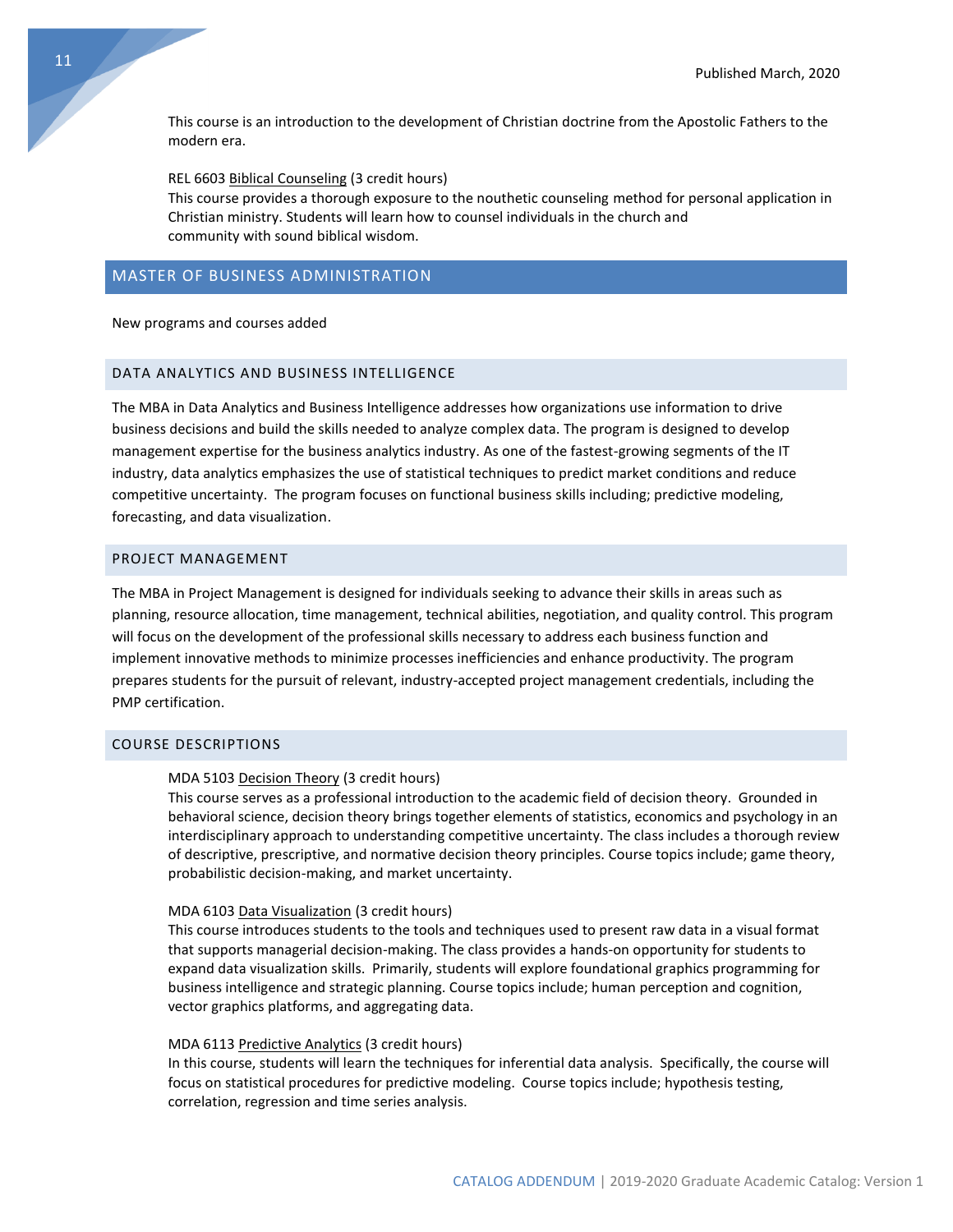This course is an introduction to the development of Christian doctrine from the Apostolic Fathers to the modern era.

REL 6603 Biblical Counseling (3 credit hours)
This course provides a thorough exposure to the nouthetic counseling method for personal application in Christian ministry. Students will learn how to counsel individuals in the church and community with sound biblical wisdom.

## MASTER OF BUSINESS ADMINISTRATION

New programs and courses added

### DATA ANALYTICS AND BUSINESS INTELLIGENCE

The MBA in Data Analytics and Business Intelligence addresses how organizations use information to drive business decisions and build the skills needed to analyze complex data. The program is designed to develop management expertise for the business analytics industry. As one of the fastest-growing segments of the IT industry, data analytics emphasizes the use of statistical techniques to predict market conditions and reduce competitive uncertainty. The program focuses on functional business skills including; predictive modeling, forecasting, and data visualization.

### PROJECT MANAGEMENT

The MBA in Project Management is designed for individuals seeking to advance their skills in areas such as planning, resource allocation, time management, technical abilities, negotiation, and quality control. This program will focus on the development of the professional skills necessary to address each business function and implement innovative methods to minimize processes inefficiencies and enhance productivity. The program prepares students for the pursuit of relevant, industry-accepted project management credentials, including the PMP certification.

### COURSE DESCRIPTIONS

MDA 5103 Decision Theory (3 credit hours)
This course serves as a professional introduction to the academic field of decision theory. Grounded in behavioral science, decision theory brings together elements of statistics, economics and psychology in an interdisciplinary approach to understanding competitive uncertainty. The class includes a thorough review of descriptive, prescriptive, and normative decision theory principles. Course topics include; game theory, probabilistic decision-making, and market uncertainty.

MDA 6103 Data Visualization (3 credit hours)
This course introduces students to the tools and techniques used to present raw data in a visual format that supports managerial decision-making. The class provides a hands-on opportunity for students to expand data visualization skills. Primarily, students will explore foundational graphics programming for business intelligence and strategic planning. Course topics include; human perception and cognition, vector graphics platforms, and aggregating data.

MDA 6113 Predictive Analytics (3 credit hours)
In this course, students will learn the techniques for inferential data analysis. Specifically, the course will focus on statistical procedures for predictive modeling. Course topics include; hypothesis testing, correlation, regression and time series analysis.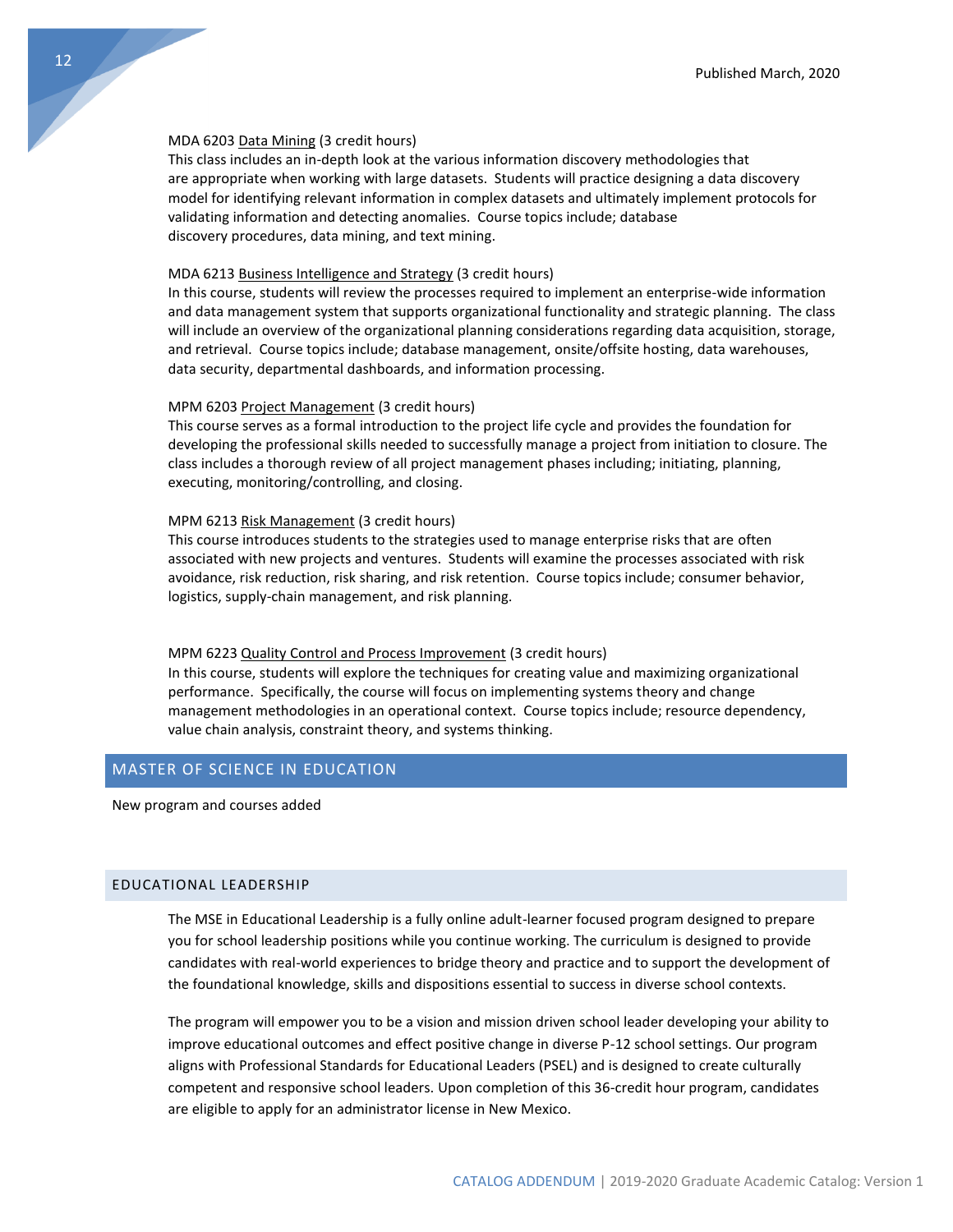MDA 6203 Data Mining (3 credit hours)
This class includes an in-depth look at the various information discovery methodologies that are appropriate when working with large datasets. Students will practice designing a data discovery model for identifying relevant information in complex datasets and ultimately implement protocols for validating information and detecting anomalies. Course topics include; database discovery procedures, data mining, and text mining.

MDA 6213 Business Intelligence and Strategy (3 credit hours)
In this course, students will review the processes required to implement an enterprise-wide information and data management system that supports organizational functionality and strategic planning. The class will include an overview of the organizational planning considerations regarding data acquisition, storage, and retrieval. Course topics include; database management, onsite/offsite hosting, data warehouses, data security, departmental dashboards, and information processing.

MPM 6203 Project Management (3 credit hours)
This course serves as a formal introduction to the project life cycle and provides the foundation for developing the professional skills needed to successfully manage a project from initiation to closure. The class includes a thorough review of all project management phases including; initiating, planning, executing, monitoring/controlling, and closing.

MPM 6213 Risk Management (3 credit hours)
This course introduces students to the strategies used to manage enterprise risks that are often associated with new projects and ventures. Students will examine the processes associated with risk avoidance, risk reduction, risk sharing, and risk retention. Course topics include; consumer behavior, logistics, supply-chain management, and risk planning.

MPM 6223 Quality Control and Process Improvement (3 credit hours)
In this course, students will explore the techniques for creating value and maximizing organizational performance. Specifically, the course will focus on implementing systems theory and change management methodologies in an operational context. Course topics include; resource dependency, value chain analysis, constraint theory, and systems thinking.

## MASTER OF SCIENCE IN EDUCATION

New program and courses added

### EDUCATIONAL LEADERSHIP

The MSE in Educational Leadership is a fully online adult-learner focused program designed to prepare you for school leadership positions while you continue working. The curriculum is designed to provide candidates with real-world experiences to bridge theory and practice and to support the development of the foundational knowledge, skills and dispositions essential to success in diverse school contexts.

The program will empower you to be a vision and mission driven school leader developing your ability to improve educational outcomes and effect positive change in diverse P-12 school settings. Our program aligns with Professional Standards for Educational Leaders (PSEL) and is designed to create culturally competent and responsive school leaders. Upon completion of this 36-credit hour program, candidates are eligible to apply for an administrator license in New Mexico.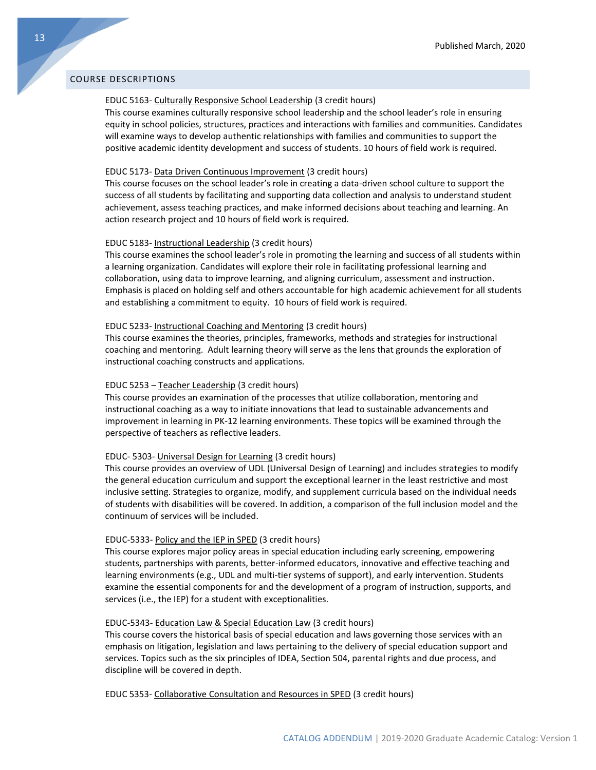## COURSE DESCRIPTIONS

EDUC 5163- Culturally Responsive School Leadership (3 credit hours)
This course examines culturally responsive school leadership and the school leader's role in ensuring equity in school policies, structures, practices and interactions with families and communities. Candidates will examine ways to develop authentic relationships with families and communities to support the positive academic identity development and success of students. 10 hours of field work is required.

EDUC 5173- Data Driven Continuous Improvement (3 credit hours)
This course focuses on the school leader's role in creating a data-driven school culture to support the success of all students by facilitating and supporting data collection and analysis to understand student achievement, assess teaching practices, and make informed decisions about teaching and learning. An action research project and 10 hours of field work is required.

EDUC 5183- Instructional Leadership (3 credit hours)
This course examines the school leader's role in promoting the learning and success of all students within a learning organization. Candidates will explore their role in facilitating professional learning and collaboration, using data to improve learning, and aligning curriculum, assessment and instruction. Emphasis is placed on holding self and others accountable for high academic achievement for all students and establishing a commitment to equity. 10 hours of field work is required.

EDUC 5233- Instructional Coaching and Mentoring (3 credit hours)
This course examines the theories, principles, frameworks, methods and strategies for instructional coaching and mentoring. Adult learning theory will serve as the lens that grounds the exploration of instructional coaching constructs and applications.

EDUC 5253 – Teacher Leadership (3 credit hours)
This course provides an examination of the processes that utilize collaboration, mentoring and instructional coaching as a way to initiate innovations that lead to sustainable advancements and improvement in learning in PK-12 learning environments. These topics will be examined through the perspective of teachers as reflective leaders.

EDUC- 5303- Universal Design for Learning (3 credit hours)
This course provides an overview of UDL (Universal Design of Learning) and includes strategies to modify the general education curriculum and support the exceptional learner in the least restrictive and most inclusive setting. Strategies to organize, modify, and supplement curricula based on the individual needs of students with disabilities will be covered. In addition, a comparison of the full inclusion model and the continuum of services will be included.

EDUC-5333- Policy and the IEP in SPED (3 credit hours)
This course explores major policy areas in special education including early screening, empowering students, partnerships with parents, better-informed educators, innovative and effective teaching and learning environments (e.g., UDL and multi-tier systems of support), and early intervention. Students examine the essential components for and the development of a program of instruction, supports, and services (i.e., the IEP) for a student with exceptionalities.

EDUC-5343- Education Law & Special Education Law (3 credit hours)
This course covers the historical basis of special education and laws governing those services with an emphasis on litigation, legislation and laws pertaining to the delivery of special education support and services. Topics such as the six principles of IDEA, Section 504, parental rights and due process, and discipline will be covered in depth.

EDUC 5353- Collaborative Consultation and Resources in SPED (3 credit hours)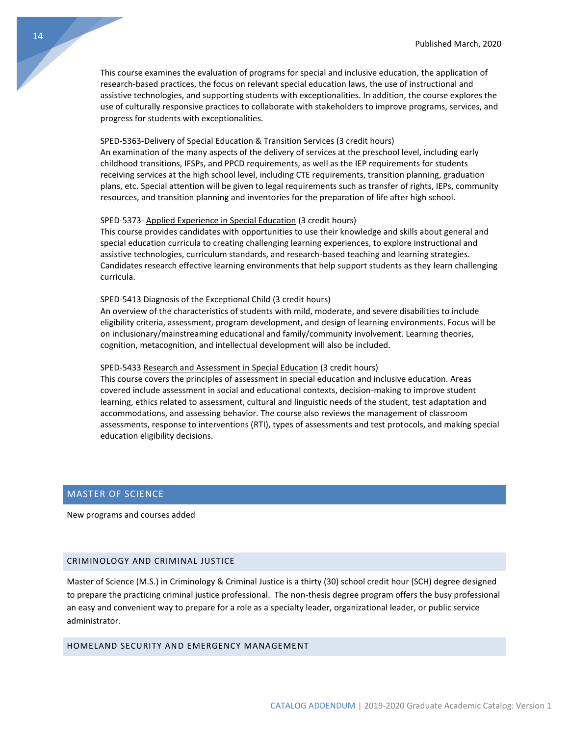This course examines the evaluation of programs for special and inclusive education, the application of research-based practices, the focus on relevant special education laws, the use of instructional and assistive technologies, and supporting students with exceptionalities. In addition, the course explores the use of culturally responsive practices to collaborate with stakeholders to improve programs, services, and progress for students with exceptionalities.

SPED-5363-Delivery of Special Education & Transition Services (3 credit hours)
An examination of the many aspects of the delivery of services at the preschool level, including early childhood transitions, IFSPs, and PPCD requirements, as well as the IEP requirements for students receiving services at the high school level, including CTE requirements, transition planning, graduation plans, etc. Special attention will be given to legal requirements such as transfer of rights, IEPs, community resources, and transition planning and inventories for the preparation of life after high school.

SPED-5373- Applied Experience in Special Education (3 credit hours)
This course provides candidates with opportunities to use their knowledge and skills about general and special education curricula to creating challenging learning experiences, to explore instructional and assistive technologies, curriculum standards, and research-based teaching and learning strategies. Candidates research effective learning environments that help support students as they learn challenging curricula.

SPED-5413 Diagnosis of the Exceptional Child (3 credit hours)
An overview of the characteristics of students with mild, moderate, and severe disabilities to include eligibility criteria, assessment, program development, and design of learning environments. Focus will be on inclusionary/mainstreaming educational and family/community involvement. Learning theories, cognition, metacognition, and intellectual development will also be included.

SPED-5433 Research and Assessment in Special Education (3 credit hours)
This course covers the principles of assessment in special education and inclusive education. Areas covered include assessment in social and educational contexts, decision-making to improve student learning, ethics related to assessment, cultural and linguistic needs of the student, test adaptation and accommodations, and assessing behavior. The course also reviews the management of classroom assessments, response to interventions (RTI), types of assessments and test protocols, and making special education eligibility decisions.

## MASTER OF SCIENCE

New programs and courses added

### CRIMINOLOGY AND CRIMINAL JUSTICE

Master of Science (M.S.) in Criminology & Criminal Justice is a thirty (30) school credit hour (SCH) degree designed to prepare the practicing criminal justice professional. The non-thesis degree program offers the busy professional an easy and convenient way to prepare for a role as a specialty leader, organizational leader, or public service administrator.

### HOMELAND SECURITY AND EMERGENCY MANAGEMENT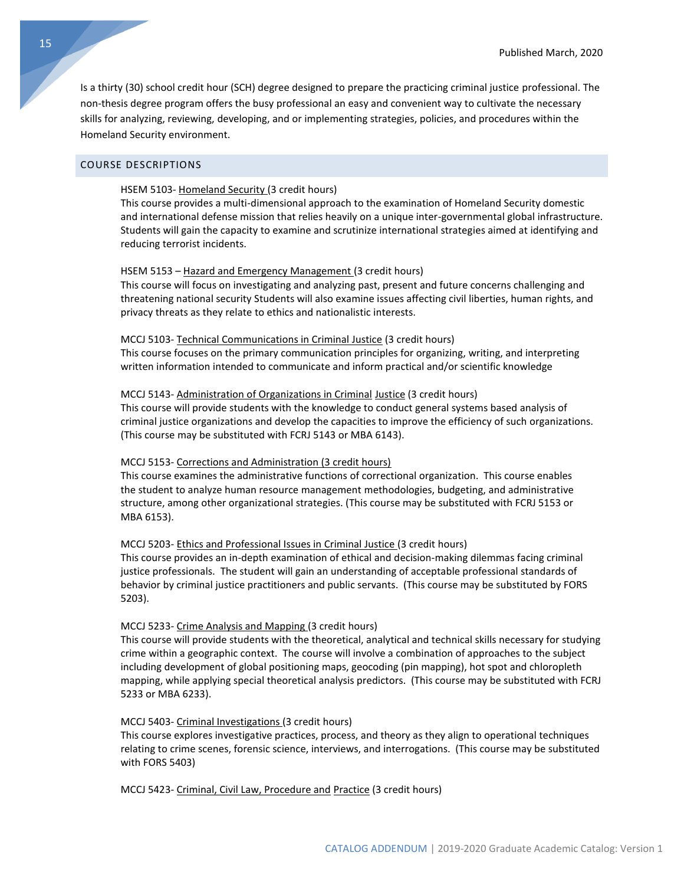Is a thirty (30) school credit hour (SCH) degree designed to prepare the practicing criminal justice professional. The non-thesis degree program offers the busy professional an easy and convenient way to cultivate the necessary skills for analyzing, reviewing, developing, and or implementing strategies, policies, and procedures within the Homeland Security environment.

## COURSE DESCRIPTIONS

HSEM 5103- Homeland Security (3 credit hours)
This course provides a multi-dimensional approach to the examination of Homeland Security domestic and international defense mission that relies heavily on a unique inter-governmental global infrastructure. Students will gain the capacity to examine and scrutinize international strategies aimed at identifying and reducing terrorist incidents.

HSEM 5153 – Hazard and Emergency Management (3 credit hours)
This course will focus on investigating and analyzing past, present and future concerns challenging and threatening national security Students will also examine issues affecting civil liberties, human rights, and privacy threats as they relate to ethics and nationalistic interests.

MCCJ 5103- Technical Communications in Criminal Justice (3 credit hours)
This course focuses on the primary communication principles for organizing, writing, and interpreting written information intended to communicate and inform practical and/or scientific knowledge

MCCJ 5143- Administration of Organizations in Criminal Justice (3 credit hours)
This course will provide students with the knowledge to conduct general systems based analysis of criminal justice organizations and develop the capacities to improve the efficiency of such organizations. (This course may be substituted with FCRJ 5143 or MBA 6143).

MCCJ 5153- Corrections and Administration (3 credit hours)
This course examines the administrative functions of correctional organization. This course enables the student to analyze human resource management methodologies, budgeting, and administrative structure, among other organizational strategies. (This course may be substituted with FCRJ 5153 or MBA 6153).

MCCJ 5203- Ethics and Professional Issues in Criminal Justice (3 credit hours)
This course provides an in-depth examination of ethical and decision-making dilemmas facing criminal justice professionals. The student will gain an understanding of acceptable professional standards of behavior by criminal justice practitioners and public servants. (This course may be substituted by FORS 5203).

MCCJ 5233- Crime Analysis and Mapping (3 credit hours)
This course will provide students with the theoretical, analytical and technical skills necessary for studying crime within a geographic context. The course will involve a combination of approaches to the subject including development of global positioning maps, geocoding (pin mapping), hot spot and chloropleth mapping, while applying special theoretical analysis predictors. (This course may be substituted with FCRJ 5233 or MBA 6233).

MCCJ 5403- Criminal Investigations (3 credit hours)
This course explores investigative practices, process, and theory as they align to operational techniques relating to crime scenes, forensic science, interviews, and interrogations. (This course may be substituted with FORS 5403)

MCCJ 5423- Criminal, Civil Law, Procedure and Practice (3 credit hours)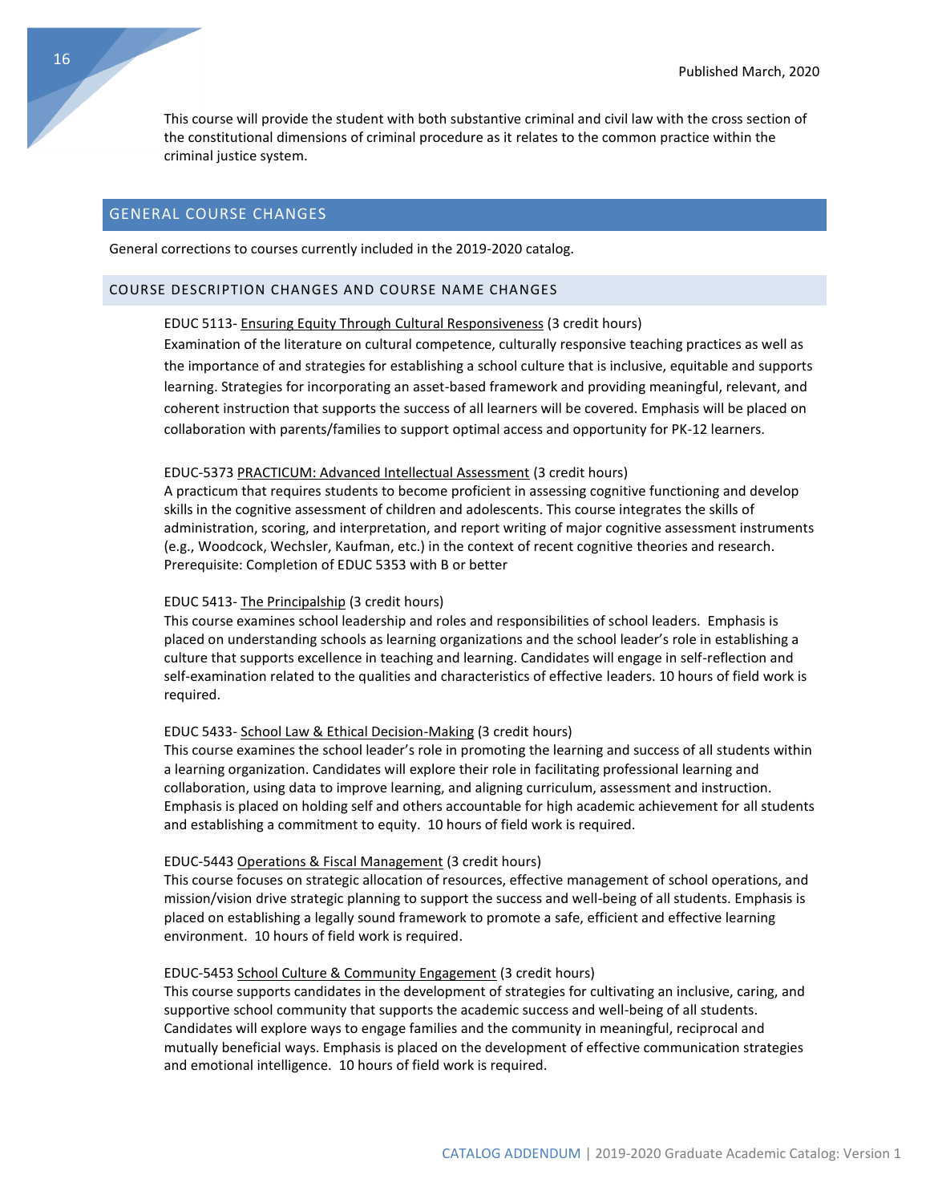This course will provide the student with both substantive criminal and civil law with the cross section of the constitutional dimensions of criminal procedure as it relates to the common practice within the criminal justice system.

## GENERAL COURSE CHANGES

General corrections to courses currently included in the 2019-2020 catalog.

### COURSE DESCRIPTION CHANGES AND COURSE NAME CHANGES

EDUC 5113- Ensuring Equity Through Cultural Responsiveness (3 credit hours)
Examination of the literature on cultural competence, culturally responsive teaching practices as well as the importance of and strategies for establishing a school culture that is inclusive, equitable and supports learning. Strategies for incorporating an asset-based framework and providing meaningful, relevant, and coherent instruction that supports the success of all learners will be covered. Emphasis will be placed on collaboration with parents/families to support optimal access and opportunity for PK-12 learners.

EDUC-5373 PRACTICUM: Advanced Intellectual Assessment (3 credit hours)
A practicum that requires students to become proficient in assessing cognitive functioning and develop skills in the cognitive assessment of children and adolescents. This course integrates the skills of administration, scoring, and interpretation, and report writing of major cognitive assessment instruments (e.g., Woodcock, Wechsler, Kaufman, etc.) in the context of recent cognitive theories and research. Prerequisite: Completion of EDUC 5353 with B or better

EDUC 5413- The Principalship (3 credit hours)
This course examines school leadership and roles and responsibilities of school leaders. Emphasis is placed on understanding schools as learning organizations and the school leader's role in establishing a culture that supports excellence in teaching and learning. Candidates will engage in self-reflection and self-examination related to the qualities and characteristics of effective leaders. 10 hours of field work is required.

EDUC 5433- School Law & Ethical Decision-Making (3 credit hours)
This course examines the school leader's role in promoting the learning and success of all students within a learning organization. Candidates will explore their role in facilitating professional learning and collaboration, using data to improve learning, and aligning curriculum, assessment and instruction. Emphasis is placed on holding self and others accountable for high academic achievement for all students and establishing a commitment to equity. 10 hours of field work is required.

EDUC-5443 Operations & Fiscal Management (3 credit hours)
This course focuses on strategic allocation of resources, effective management of school operations, and mission/vision drive strategic planning to support the success and well-being of all students. Emphasis is placed on establishing a legally sound framework to promote a safe, efficient and effective learning environment. 10 hours of field work is required.

EDUC-5453 School Culture & Community Engagement (3 credit hours)
This course supports candidates in the development of strategies for cultivating an inclusive, caring, and supportive school community that supports the academic success and well-being of all students. Candidates will explore ways to engage families and the community in meaningful, reciprocal and mutually beneficial ways. Emphasis is placed on the development of effective communication strategies and emotional intelligence. 10 hours of field work is required.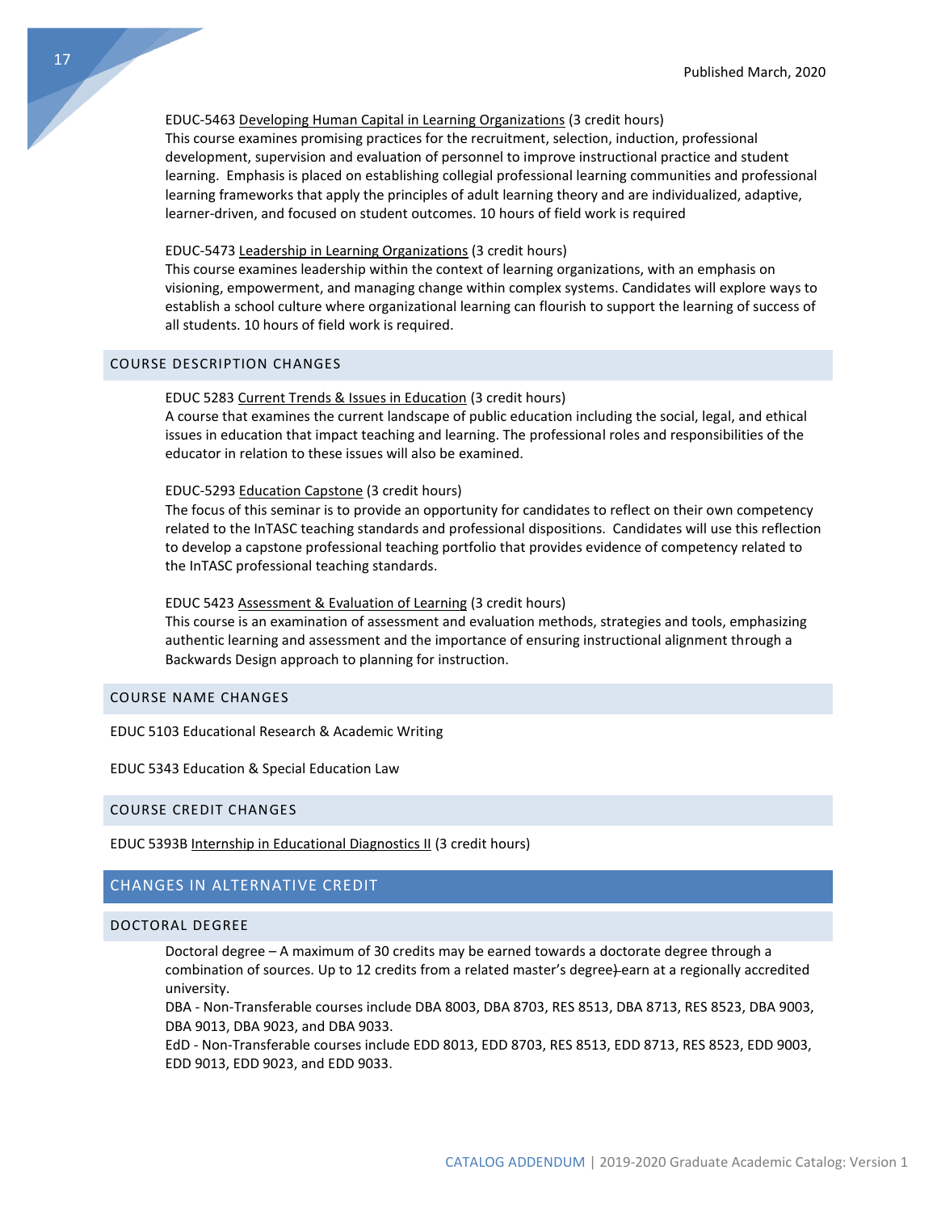EDUC-5463 Developing Human Capital in Learning Organizations (3 credit hours)
This course examines promising practices for the recruitment, selection, induction, professional development, supervision and evaluation of personnel to improve instructional practice and student learning. Emphasis is placed on establishing collegial professional learning communities and professional learning frameworks that apply the principles of adult learning theory and are individualized, adaptive, learner-driven, and focused on student outcomes. 10 hours of field work is required

EDUC-5473 Leadership in Learning Organizations (3 credit hours)
This course examines leadership within the context of learning organizations, with an emphasis on visioning, empowerment, and managing change within complex systems. Candidates will explore ways to establish a school culture where organizational learning can flourish to support the learning of success of all students. 10 hours of field work is required.

### COURSE DESCRIPTION CHANGES

EDUC 5283 Current Trends & Issues in Education (3 credit hours)
A course that examines the current landscape of public education including the social, legal, and ethical issues in education that impact teaching and learning. The professional roles and responsibilities of the educator in relation to these issues will also be examined.

EDUC-5293 Education Capstone (3 credit hours)
The focus of this seminar is to provide an opportunity for candidates to reflect on their own competency related to the InTASC teaching standards and professional dispositions. Candidates will use this reflection to develop a capstone professional teaching portfolio that provides evidence of competency related to the InTASC professional teaching standards.

EDUC 5423 Assessment & Evaluation of Learning (3 credit hours)
This course is an examination of assessment and evaluation methods, strategies and tools, emphasizing authentic learning and assessment and the importance of ensuring instructional alignment through a Backwards Design approach to planning for instruction.

### COURSE NAME CHANGES

EDUC 5103 Educational Research & Academic Writing

EDUC 5343 Education & Special Education Law

### COURSE CREDIT CHANGES

EDUC 5393B Internship in Educational Diagnostics II (3 credit hours)

## CHANGES IN ALTERNATIVE CREDIT

### DOCTORAL DEGREE

Doctoral degree – A maximum of 30 credits may be earned towards a doctorate degree through a combination of sources. Up to 12 credits from a related master's degree) earn at a regionally accredited university.
DBA - Non-Transferable courses include DBA 8003, DBA 8703, RES 8513, DBA 8713, RES 8523, DBA 9003, DBA 9013, DBA 9023, and DBA 9033.
EdD - Non-Transferable courses include EDD 8013, EDD 8703, RES 8513, EDD 8713, RES 8523, EDD 9003, EDD 9013, EDD 9023, and EDD 9033.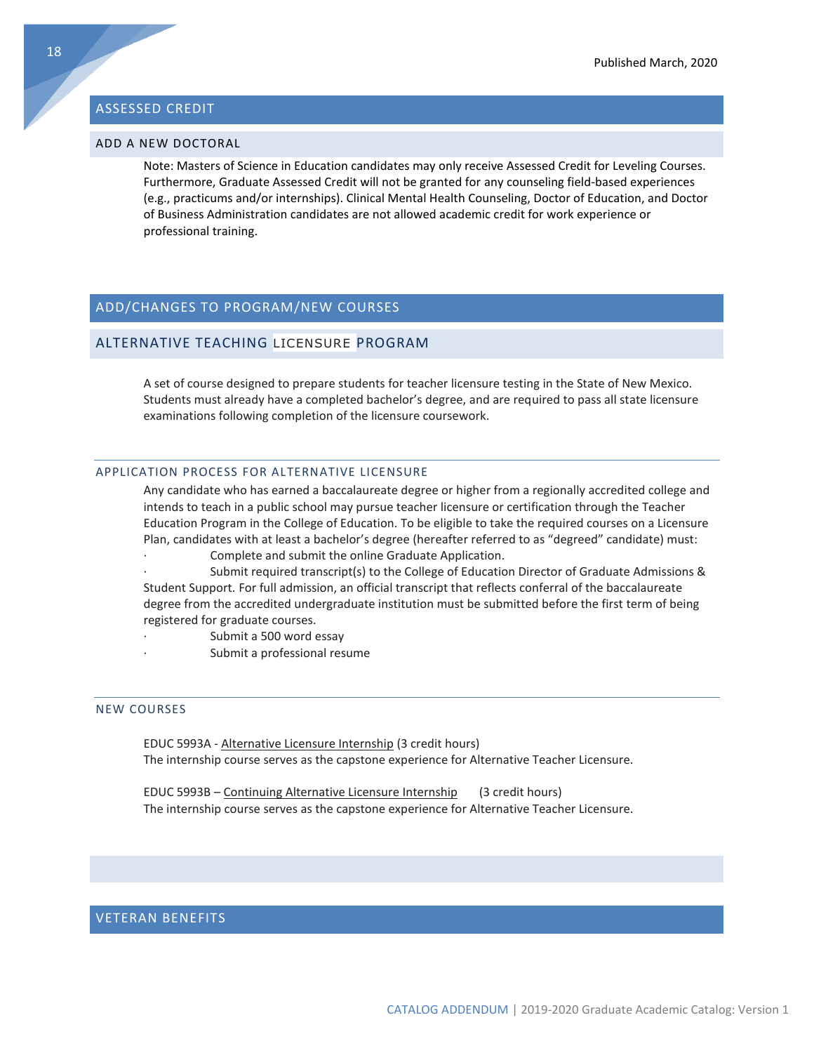## ASSESSED CREDIT

### ADD A NEW DOCTORAL

Note: Masters of Science in Education candidates may only receive Assessed Credit for Leveling Courses. Furthermore, Graduate Assessed Credit will not be granted for any counseling field-based experiences (e.g., practicums and/or internships). Clinical Mental Health Counseling, Doctor of Education, and Doctor of Business Administration candidates are not allowed academic credit for work experience or professional training.

## ADD/CHANGES TO PROGRAM/NEW COURSES

### ALTERNATIVE TEACHING LICENSURE PROGRAM

A set of course designed to prepare students for teacher licensure testing in the State of New Mexico. Students must already have a completed bachelor's degree, and are required to pass all state licensure examinations following completion of the licensure coursework.

#### APPLICATION PROCESS FOR ALTERNATIVE LICENSURE

Any candidate who has earned a baccalaureate degree or higher from a regionally accredited college and intends to teach in a public school may pursue teacher licensure or certification through the Teacher Education Program in the College of Education. To be eligible to take the required courses on a Licensure Plan, candidates with at least a bachelor's degree (hereafter referred to as "degreed" candidate) must:

- Complete and submit the online Graduate Application.
- Submit required transcript(s) to the College of Education Director of Graduate Admissions & Student Support. For full admission, an official transcript that reflects conferral of the baccalaureate degree from the accredited undergraduate institution must be submitted before the first term of being registered for graduate courses.
- Submit a 500 word essay
- Submit a professional resume

#### NEW COURSES

EDUC 5993A - Alternative Licensure Internship (3 credit hours)
The internship course serves as the capstone experience for Alternative Teacher Licensure.

EDUC 5993B – Continuing Alternative Licensure Internship (3 credit hours)
The internship course serves as the capstone experience for Alternative Teacher Licensure.

## VETERAN BENEFITS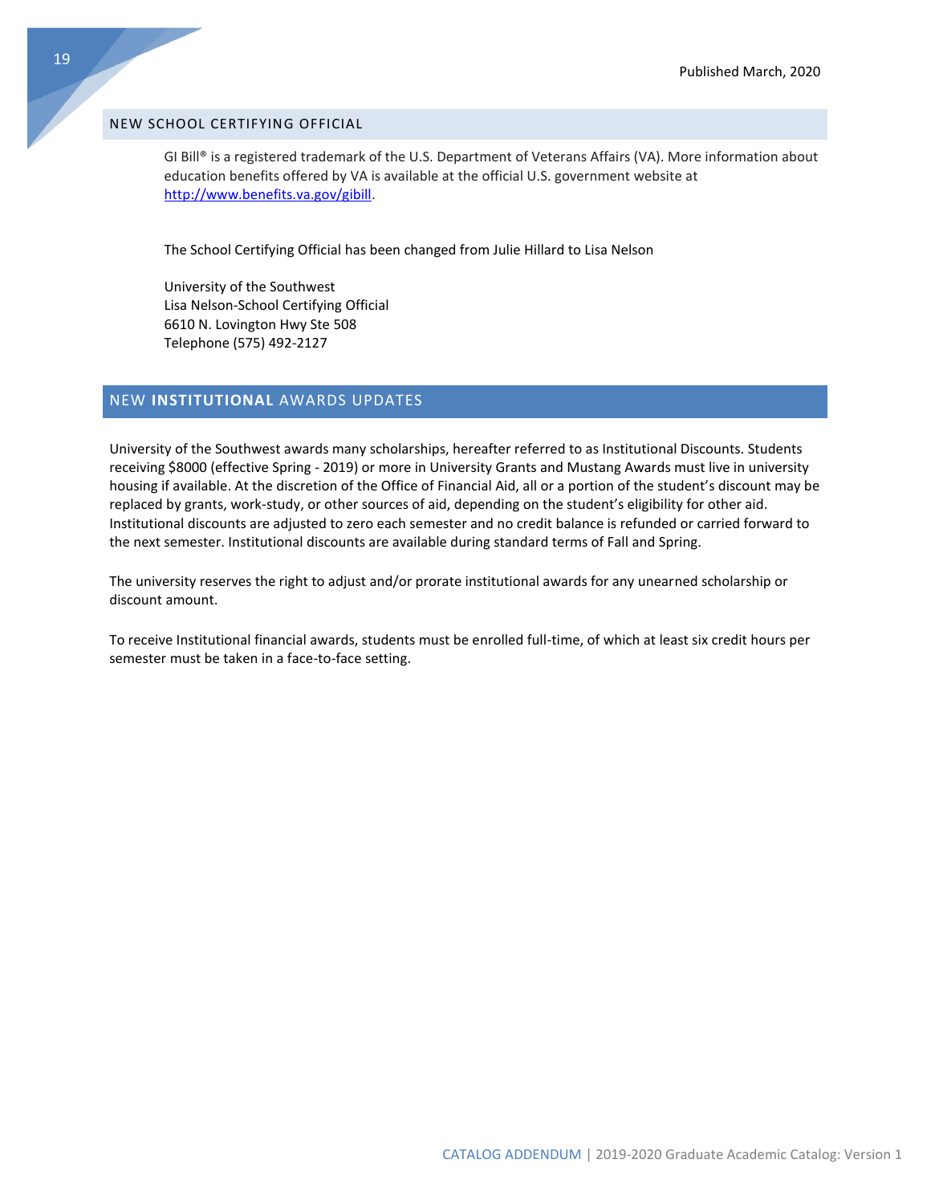## NEW SCHOOL CERTIFYING OFFICIAL

GI Bill® is a registered trademark of the U.S. Department of Veterans Affairs (VA). More information about education benefits offered by VA is available at the official U.S. government website at http://www.benefits.va.gov/gibill.

The School Certifying Official has been changed from Julie Hillard to Lisa Nelson

University of the Southwest
Lisa Nelson-School Certifying Official
6610 N. Lovington Hwy Ste 508
Telephone (575) 492-2127

## NEW **INSTITUTIONAL** AWARDS UPDATES

University of the Southwest awards many scholarships, hereafter referred to as Institutional Discounts. Students receiving $8000 (effective Spring - 2019) or more in University Grants and Mustang Awards must live in university housing if available. At the discretion of the Office of Financial Aid, all or a portion of the student's discount may be replaced by grants, work-study, or other sources of aid, depending on the student's eligibility for other aid. Institutional discounts are adjusted to zero each semester and no credit balance is refunded or carried forward to the next semester. Institutional discounts are available during standard terms of Fall and Spring.

The university reserves the right to adjust and/or prorate institutional awards for any unearned scholarship or discount amount.

To receive Institutional financial awards, students must be enrolled full-time, of which at least six credit hours per semester must be taken in a face-to-face setting.